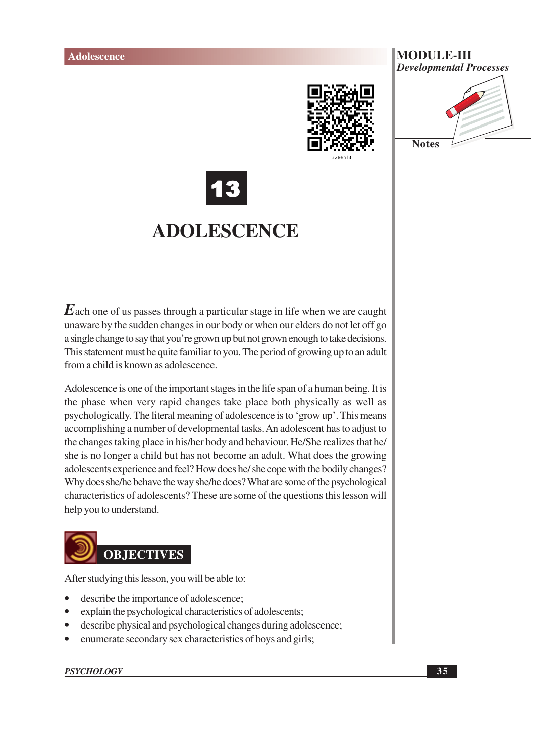# 13

# ADOLESCENCE

Each one of us passes through a particular stage in life when we are caught unaware by the sudden changes in our body or when our elders do not let off go a single change to say that you're grown up but not grown enough to take decisions. This statement must be quite familiar to you. The period of growing up to an adult from a child is known as adolescence.

Adolescence is one of the important stages in the life span of a human being. It is the phase when very rapid changes take place both physically as well as psychologically. The literal meaning of adolescence is to 'grow up'. This means accomplishing a number of developmental tasks. An adolescent has to adjust to the changes taking place in his/her body and behaviour. He/She realizes that he/ she is no longer a child but has not become an adult. What does the growing adolescents experience and feel? How does he/ she cope with the bodily changes? Why does she/he behave the way she/he does? What are some of the psychological characteristics of adolescents? These are some of the questions this lesson will help you to understand.

## OBJECTIVES

After studying this lesson, you will be able to:

- describe the importance of adolescence;
- explain the psychological characteristics of adolescents;
- describe physical and psychological changes during adolescence;
- enumerate secondary sex characteristics of boys and girls;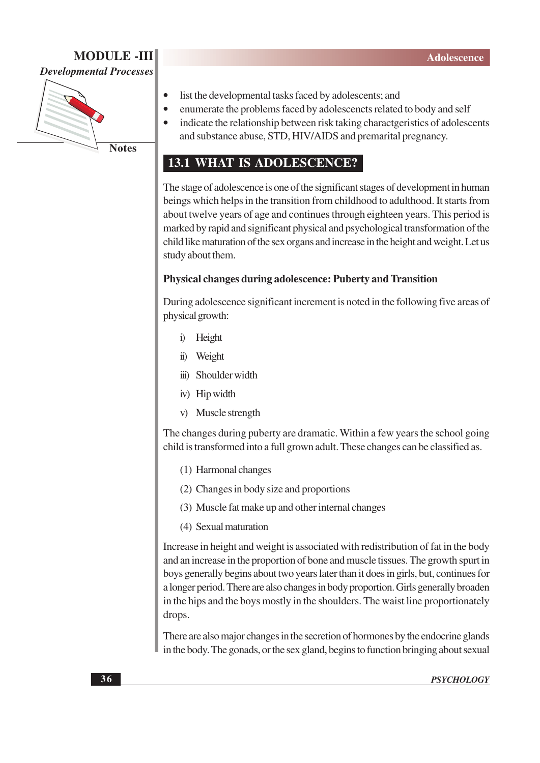- list the developmental tasks faced by adolescents; and
- enumerate the problems faced by adolescencts related to body and self
- indicate the relationship between risk taking charactgeristics of adolescents and substance abuse, STD, HIV/AIDS and premarital pregnancy.

## 13.1 WHAT IS ADOLESCENCE?

The stage of adolescence is one of the significant stages of development in human beings which helps in the transition from childhood to adulthood. It starts from about twelve years of age and continues through eighteen years. This period is marked by rapid and significant physical and psychological transformation of the child like maturation of the sex organs and increase in the height and weight. Let us study about them.

**Physical changes during adolescence: Puberty and Transition**

During adolescence significant increment is noted in the following five areas of physical growth:

i) Height

ii) Weight

iii) Shoulder width

iv) Hip width

v) Muscle strength

The changes during puberty are dramatic. Within a few years the school going child is transformed into a full grown adult. These changes can be classified as.

(1) Harmonal changes

(2) Changes in body size and proportions

(3) Muscle fat make up and other internal changes

(4) Sexual maturation

Increase in height and weight is associated with redistribution of fat in the body and an increase in the proportion of bone and muscle tissues. The growth spurt in boys generally begins about two years later than it does in girls, but, continues for a longer period. There are also changes in body proportion. Girls generally broaden in the hips and the boys mostly in the shoulders. The waist line proportionately drops.

There are also major changes in the secretion of hormones by the endocrine glands in the body. The gonads, or the sex gland, begins to function bringing about sexual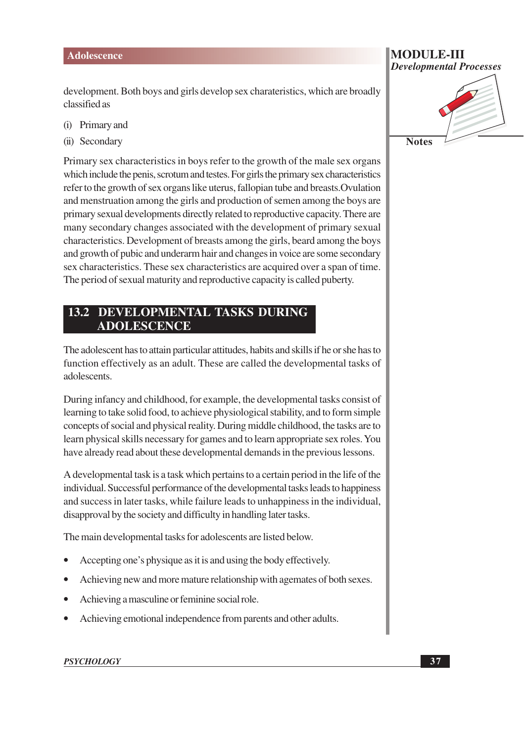development. Both boys and girls develop sex charateristics, which are broadly classified as

(i) Primary and

(ii) Secondary

Primary sex characteristics in boys refer to the growth of the male sex organs which include the penis, scrotum and testes. For girls the primary sex characteristics refer to the growth of sex organs like uterus, fallopian tube and breasts.Ovulation and menstruation among the girls and production of semen among the boys are primary sexual developments directly related to reproductive capacity. There are many secondary changes associated with the development of primary sexual characteristics. Development of breasts among the girls, beard among the boys and growth of pubic and underarm hair and changes in voice are some secondary sex characteristics. These sex characteristics are acquired over a span of time. The period of sexual maturity and reproductive capacity is called puberty.

## 13.2 DEVELOPMENTAL TASKS DURING ADOLESCENCE

The adolescent has to attain particular attitudes, habits and skills if he or she has to function effectively as an adult. These are called the developmental tasks of adolescents.

During infancy and childhood, for example, the developmental tasks consist of learning to take solid food, to achieve physiological stability, and to form simple concepts of social and physical reality. During middle childhood, the tasks are to learn physical skills necessary for games and to learn appropriate sex roles. You have already read about these developmental demands in the previous lessons.

A developmental task is a task which pertains to a certain period in the life of the individual. Successful performance of the developmental tasks leads to happiness and success in later tasks, while failure leads to unhappiness in the individual, disapproval by the society and difficulty in handling later tasks.

The main developmental tasks for adolescents are listed below.

- Accepting one's physique as it is and using the body effectively.
- Achieving new and more mature relationship with agemates of both sexes.
- Achieving a masculine or feminine social role.
- Achieving emotional independence from parents and other adults.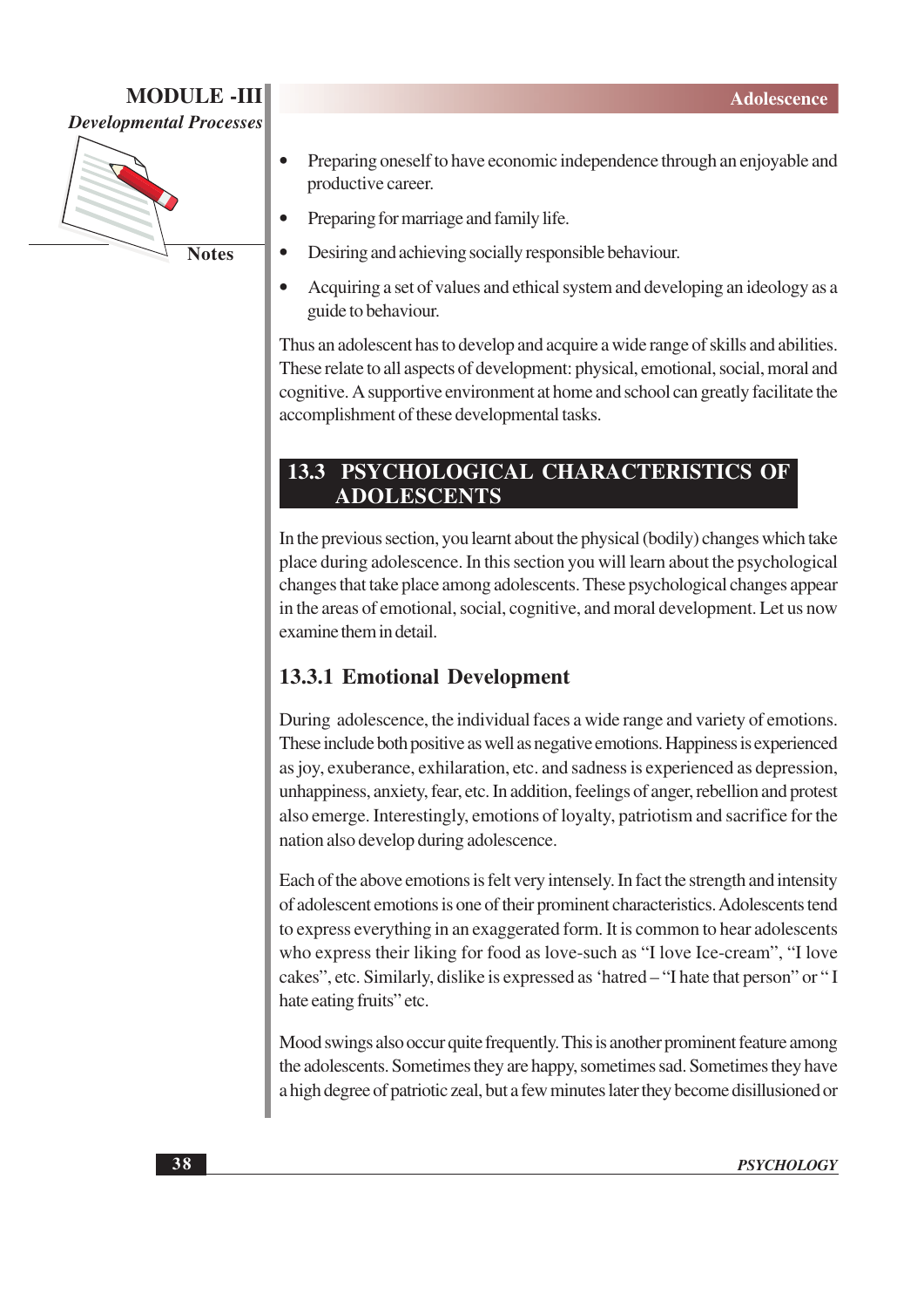- Preparing oneself to have economic independence through an enjoyable and productive career.
- Preparing for marriage and family life.
- Desiring and achieving socially responsible behaviour.
- Acquiring a set of values and ethical system and developing an ideology as a guide to behaviour.

Thus an adolescent has to develop and acquire a wide range of skills and abilities. These relate to all aspects of development: physical, emotional, social, moral and cognitive. A supportive environment at home and school can greatly facilitate the accomplishment of these developmental tasks.

## 13.3 PSYCHOLOGICAL CHARACTERISTICS OF ADOLESCENTS

In the previous section, you learnt about the physical (bodily) changes which take place during adolescence. In this section you will learn about the psychological changes that take place among adolescents. These psychological changes appear in the areas of emotional, social, cognitive, and moral development. Let us now examine them in detail.

### 13.3.1 Emotional Development

During adolescence, the individual faces a wide range and variety of emotions. These include both positive as well as negative emotions. Happiness is experienced as joy, exuberance, exhilaration, etc. and sadness is experienced as depression, unhappiness, anxiety, fear, etc. In addition, feelings of anger, rebellion and protest also emerge. Interestingly, emotions of loyalty, patriotism and sacrifice for the nation also develop during adolescence.

Each of the above emotions is felt very intensely. In fact the strength and intensity of adolescent emotions is one of their prominent characteristics. Adolescents tend to express everything in an exaggerated form. It is common to hear adolescents who express their liking for food as love-such as "I love Ice-cream", "I love cakes", etc. Similarly, dislike is expressed as 'hatred – "I hate that person" or " I hate eating fruits" etc.

Mood swings also occur quite frequently. This is another prominent feature among the adolescents. Sometimes they are happy, sometimes sad. Sometimes they have a high degree of patriotic zeal, but a few minutes later they become disillusioned or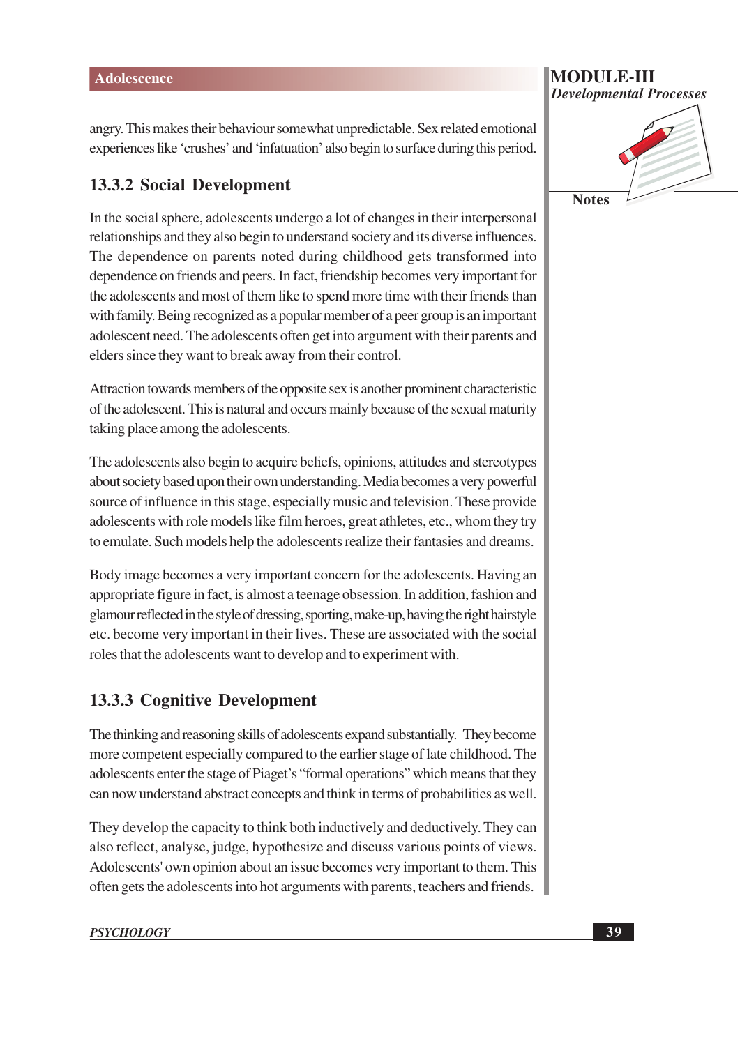angry. This makes their behaviour somewhat unpredictable. Sex related emotional experiences like 'crushes' and 'infatuation' also begin to surface during this period.

### 13.3.2 Social Development

In the social sphere, adolescents undergo a lot of changes in their interpersonal relationships and they also begin to understand society and its diverse influences. The dependence on parents noted during childhood gets transformed into dependence on friends and peers. In fact, friendship becomes very important for the adolescents and most of them like to spend more time with their friends than with family. Being recognized as a popular member of a peer group is an important adolescent need. The adolescents often get into argument with their parents and elders since they want to break away from their control.

Attraction towards members of the opposite sex is another prominent characteristic of the adolescent. This is natural and occurs mainly because of the sexual maturity taking place among the adolescents.

The adolescents also begin to acquire beliefs, opinions, attitudes and stereotypes about society based upon their own understanding. Media becomes a very powerful source of influence in this stage, especially music and television. These provide adolescents with role models like film heroes, great athletes, etc., whom they try to emulate. Such models help the adolescents realize their fantasies and dreams.

Body image becomes a very important concern for the adolescents. Having an appropriate figure in fact, is almost a teenage obsession. In addition, fashion and glamour reflected in the style of dressing, sporting, make-up, having the right hairstyle etc. become very important in their lives. These are associated with the social roles that the adolescents want to develop and to experiment with.

### 13.3.3 Cognitive Development

The thinking and reasoning skills of adolescents expand substantially. They become more competent especially compared to the earlier stage of late childhood. The adolescents enter the stage of Piaget's "formal operations" which means that they can now understand abstract concepts and think in terms of probabilities as well.

They develop the capacity to think both inductively and deductively. They can also reflect, analyse, judge, hypothesize and discuss various points of views. Adolescents' own opinion about an issue becomes very important to them. This often gets the adolescents into hot arguments with parents, teachers and friends.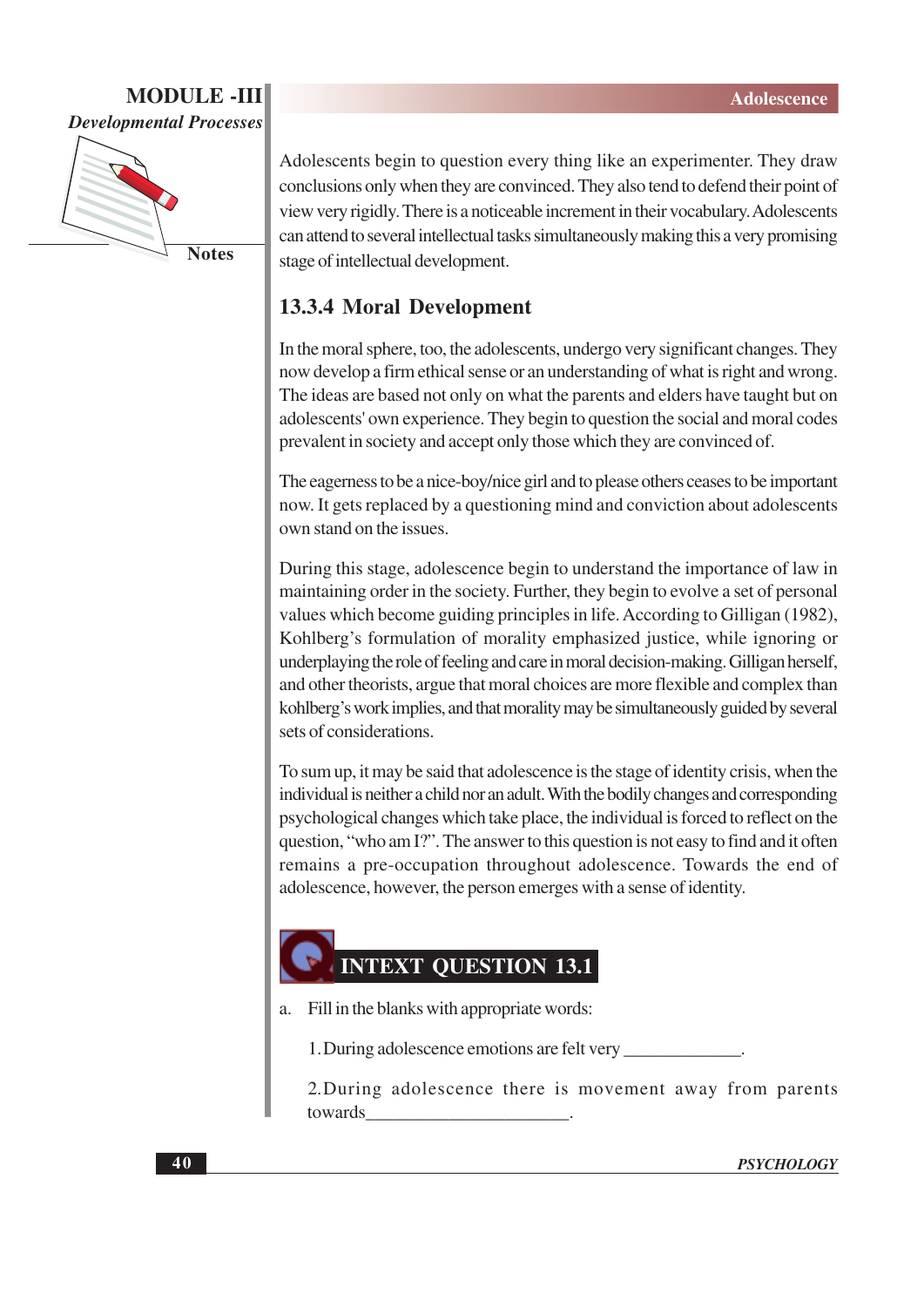Adolescents begin to question every thing like an experimenter. They draw conclusions only when they are convinced. They also tend to defend their point of view very rigidly. There is a noticeable increment in their vocabulary. Adolescents can attend to several intellectual tasks simultaneously making this a very promising stage of intellectual development.

### 13.3.4 Moral Development

In the moral sphere, too, the adolescents, undergo very significant changes. They now develop a firm ethical sense or an understanding of what is right and wrong. The ideas are based not only on what the parents and elders have taught but on adolescents' own experience. They begin to question the social and moral codes prevalent in society and accept only those which they are convinced of.

The eagerness to be a nice-boy/nice girl and to please others ceases to be important now. It gets replaced by a questioning mind and conviction about adolescents own stand on the issues.

During this stage, adolescence begin to understand the importance of law in maintaining order in the society. Further, they begin to evolve a set of personal values which become guiding principles in life. According to Gilligan (1982), Kohlberg's formulation of morality emphasized justice, while ignoring or underplaying the role of feeling and care in moral decision-making. Gilligan herself, and other theorists, argue that moral choices are more flexible and complex than kohlberg's work implies, and that morality may be simultaneously guided by several sets of considerations.

To sum up, it may be said that adolescence is the stage of identity crisis, when the individual is neither a child nor an adult. With the bodily changes and corresponding psychological changes which take place, the individual is forced to reflect on the question, "who am I?". The answer to this question is not easy to find and it often remains a pre-occupation throughout adolescence. Towards the end of adolescence, however, the person emerges with a sense of identity.

## INTEXT QUESTION 13.1

a. Fill in the blanks with appropriate words:

1. During adolescence emotions are felt very _____________.

2. During adolescence there is movement away from parents towards______________________.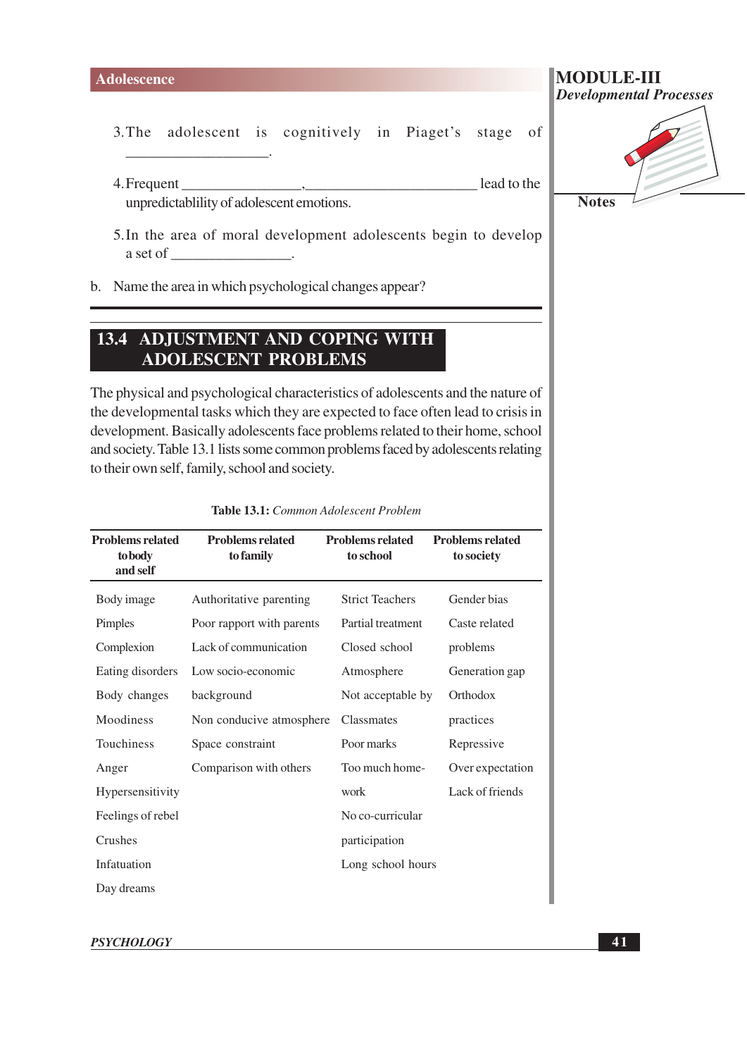3. The adolescent is cognitively in Piaget's stage of ___________________.

4. Frequent ________________,________________________ lead to the unpredictablility of adolescent emotions.

5. In the area of moral development adolescents begin to develop a set of ________________.

b. Name the area in which psychological changes appear?

## 13.4 ADJUSTMENT AND COPING WITH ADOLESCENT PROBLEMS

The physical and psychological characteristics of adolescents and the nature of the developmental tasks which they are expected to face often lead to crisis in development. Basically adolescents face problems related to their home, school and society. Table 13.1 lists some common problems faced by adolescents relating to their own self, family, school and society.

**Table 13.1:** *Common Adolescent Problem*

| Problems related to body and self | Problems related to family | Problems related to school | Problems related to society |
|---|---|---|---|
| Body image | Authoritative parenting | Strict Teachers | Gender bias |
| Pimples | Poor rapport with parents | Partial treatment | Caste related problems |
| Complexion | Lack of communication | Closed school Atmosphere | Generation gap |
| Eating disorders | Low socio-economic background | Not acceptable by Classmates | Orthodox practices |
| Body changes | Non conducive atmosphere | Poor marks | Repressive |
| Moodiness | Space constraint | Too much home-work | Over expectation |
| Touchiness | Comparison with others | No co-curricular participation | Lack of friends |
| Anger | | Long school hours | |
| Hypersensitivity | | | |
| Feelings of rebel | | | |
| Crushes | | | |
| Infatuation | | | |
| Day dreams | | | |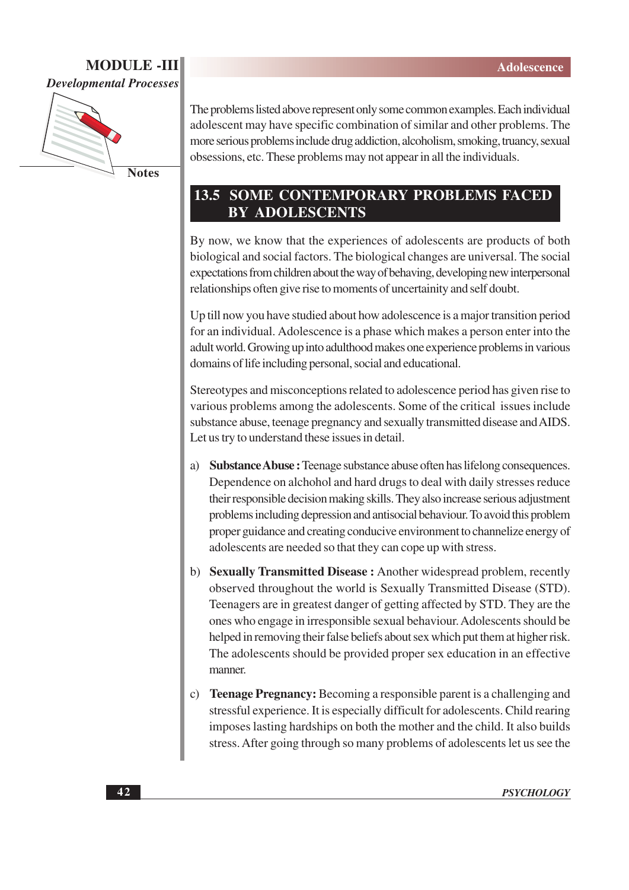The problems listed above represent only some common examples. Each individual adolescent may have specific combination of similar and other problems. The more serious problems include drug addiction, alcoholism, smoking, truancy, sexual obsessions, etc. These problems may not appear in all the individuals.

## 13.5 SOME CONTEMPORARY PROBLEMS FACED BY ADOLESCENTS

By now, we know that the experiences of adolescents are products of both biological and social factors. The biological changes are universal. The social expectations from children about the way of behaving, developing new interpersonal relationships often give rise to moments of uncertainity and self doubt.

Up till now you have studied about how adolescence is a major transition period for an individual. Adolescence is a phase which makes a person enter into the adult world. Growing up into adulthood makes one experience problems in various domains of life including personal, social and educational.

Stereotypes and misconceptions related to adolescence period has given rise to various problems among the adolescents. Some of the critical issues include substance abuse, teenage pregnancy and sexually transmitted disease and AIDS. Let us try to understand these issues in detail.

a) **Substance Abuse :** Teenage substance abuse often has lifelong consequences. Dependence on alchohol and hard drugs to deal with daily stresses reduce their responsible decision making skills. They also increase serious adjustment problems including depression and antisocial behaviour. To avoid this problem proper guidance and creating conducive environment to channelize energy of adolescents are needed so that they can cope up with stress.

b) **Sexually Transmitted Disease :** Another widespread problem, recently observed throughout the world is Sexually Transmitted Disease (STD). Teenagers are in greatest danger of getting affected by STD. They are the ones who engage in irresponsible sexual behaviour. Adolescents should be helped in removing their false beliefs about sex which put them at higher risk. The adolescents should be provided proper sex education in an effective manner.

c) **Teenage Pregnancy:** Becoming a responsible parent is a challenging and stressful experience. It is especially difficult for adolescents. Child rearing imposes lasting hardships on both the mother and the child. It also builds stress. After going through so many problems of adolescents let us see the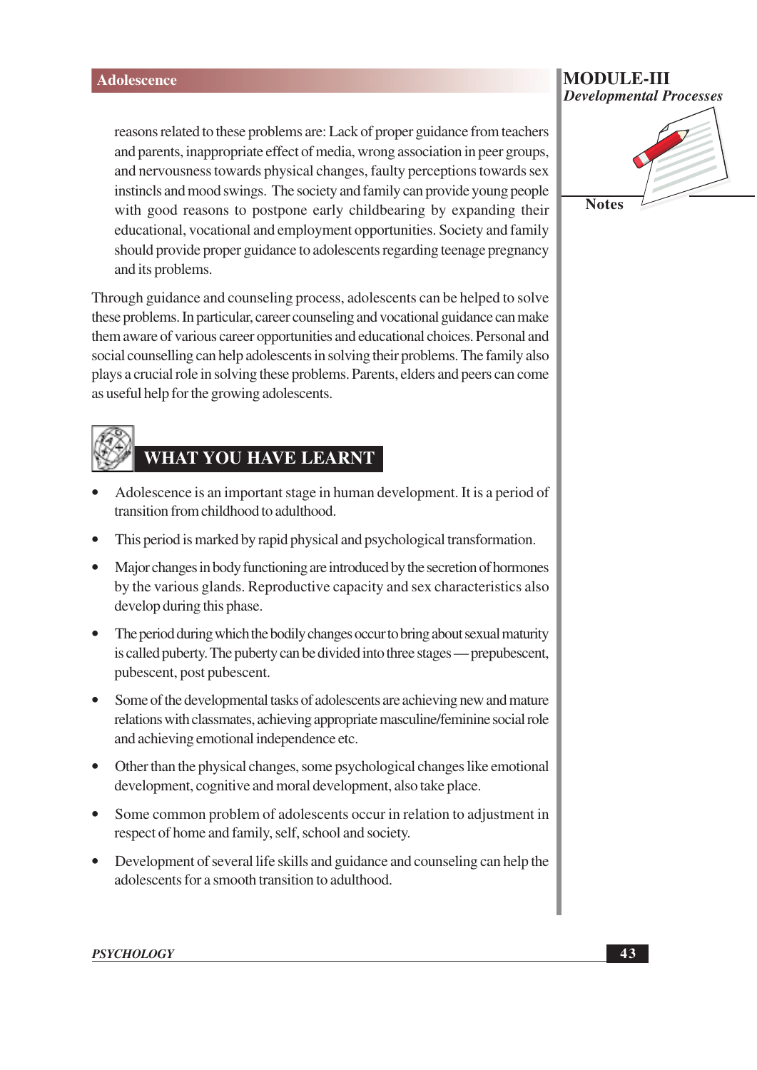reasons related to these problems are: Lack of proper guidance from teachers and parents, inappropriate effect of media, wrong association in peer groups, and nervousness towards physical changes, faulty perceptions towards sex instincls and mood swings. The society and family can provide young people with good reasons to postpone early childbearing by expanding their educational, vocational and employment opportunities. Society and family should provide proper guidance to adolescents regarding teenage pregnancy and its problems.

Through guidance and counseling process, adolescents can be helped to solve these problems. In particular, career counseling and vocational guidance can make them aware of various career opportunities and educational choices. Personal and social counselling can help adolescents in solving their problems. The family also plays a crucial role in solving these problems. Parents, elders and peers can come as useful help for the growing adolescents.

## WHAT YOU HAVE LEARNT

- Adolescence is an important stage in human development. It is a period of transition from childhood to adulthood.
- This period is marked by rapid physical and psychological transformation.
- Major changes in body functioning are introduced by the secretion of hormones by the various glands. Reproductive capacity and sex characteristics also develop during this phase.
- The period during which the bodily changes occur to bring about sexual maturity is called puberty. The puberty can be divided into three stages — prepubescent, pubescent, post pubescent.
- Some of the developmental tasks of adolescents are achieving new and mature relations with classmates, achieving appropriate masculine/feminine social role and achieving emotional independence etc.
- Other than the physical changes, some psychological changes like emotional development, cognitive and moral development, also take place.
- Some common problem of adolescents occur in relation to adjustment in respect of home and family, self, school and society.
- Development of several life skills and guidance and counseling can help the adolescents for a smooth transition to adulthood.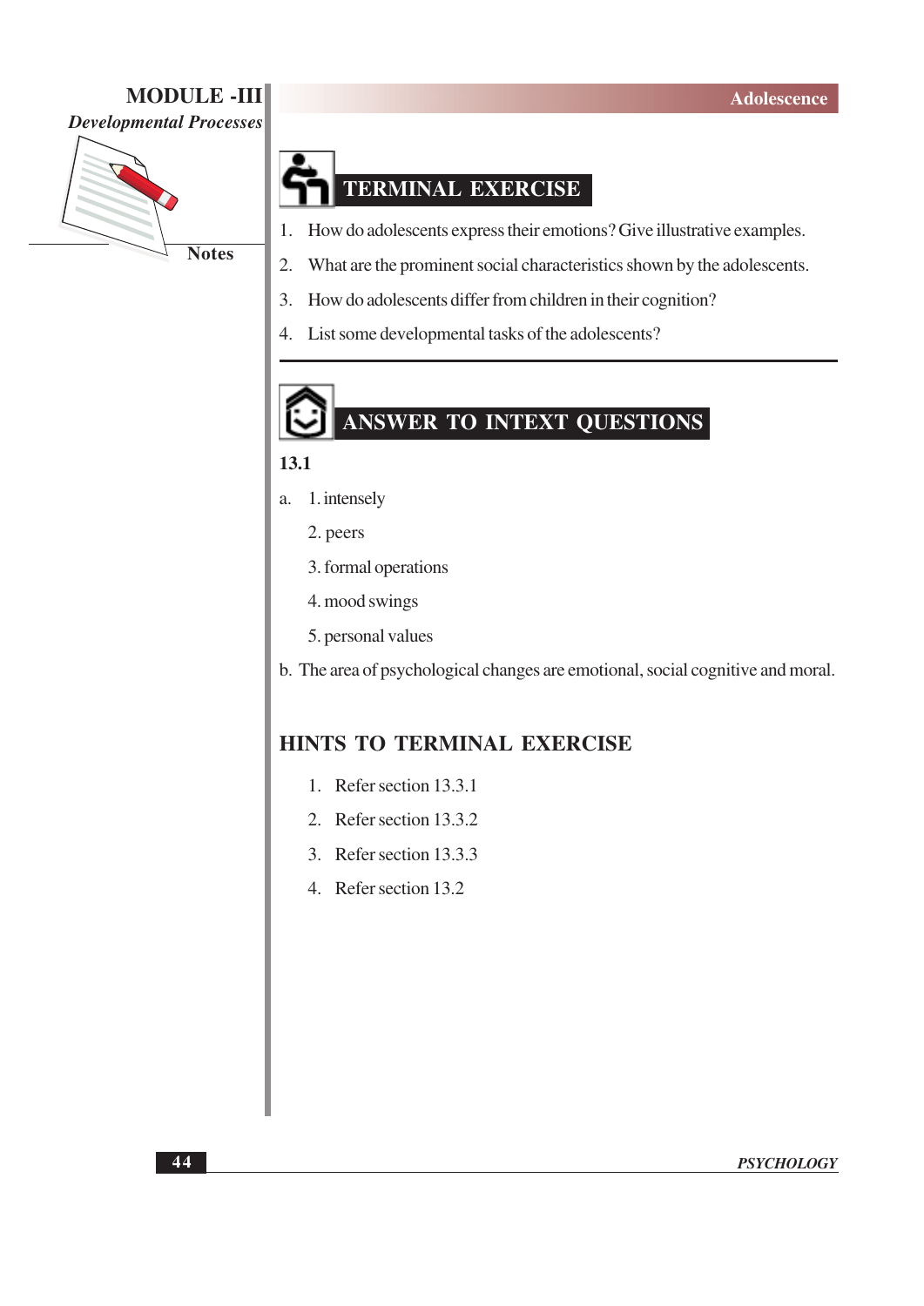## TERMINAL EXERCISE

1. How do adolescents express their emotions? Give illustrative examples.
2. What are the prominent social characteristics shown by the adolescents.
3. How do adolescents differ from children in their cognition?
4. List some developmental tasks of the adolescents?

## ANSWER TO INTEXT QUESTIONS

**13.1**

a. 1. intensely

   2. peers

   3. formal operations

   4. mood swings

   5. personal values

b. The area of psychological changes are emotional, social cognitive and moral.

## HINTS TO TERMINAL EXERCISE

1. Refer section 13.3.1
2. Refer section 13.3.2
3. Refer section 13.3.3
4. Refer section 13.2